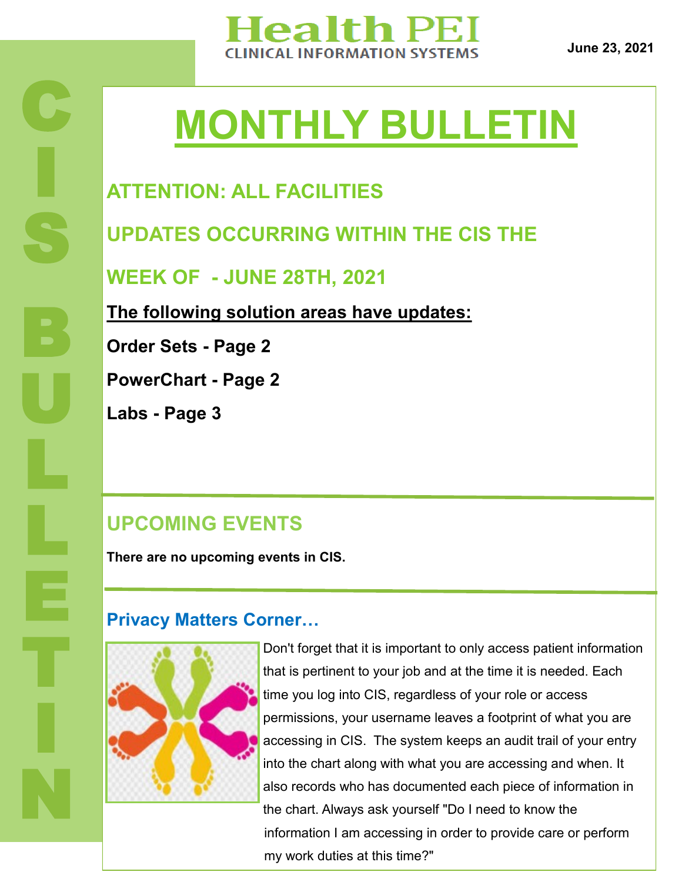# Health PEI

CLINICAL INFORMATION SYSTEMS

June 23, 2021

CIS BULLETIN

# MONTHLY BULLETIN

## ATTENTION: ALL FACILITIES

## UPDATES OCCURRING WITHIN THE CIS THE WEEK OF - JUNE 28TH, 2021

**The following solution areas have updates:**

**Order Sets - Page 2**

**PowerChart - Page 2**

**Labs - Page 3**

## UPCOMING EVENTS

**There are no upcoming events in CIS.**

## Privacy Matters Corner…

Don't forget that it is important to only access patient information that is pertinent to your job and at the time it is needed. Each time you log into CIS, regardless of your role or access permissions, your username leaves a footprint of what you are accessing in CIS. The system keeps an audit trail of your entry into the chart along with what you are accessing and when. It also records who has documented each piece of information in the chart. Always ask yourself "Do I need to know the information I am accessing in order to provide care or perform my work duties at this time?"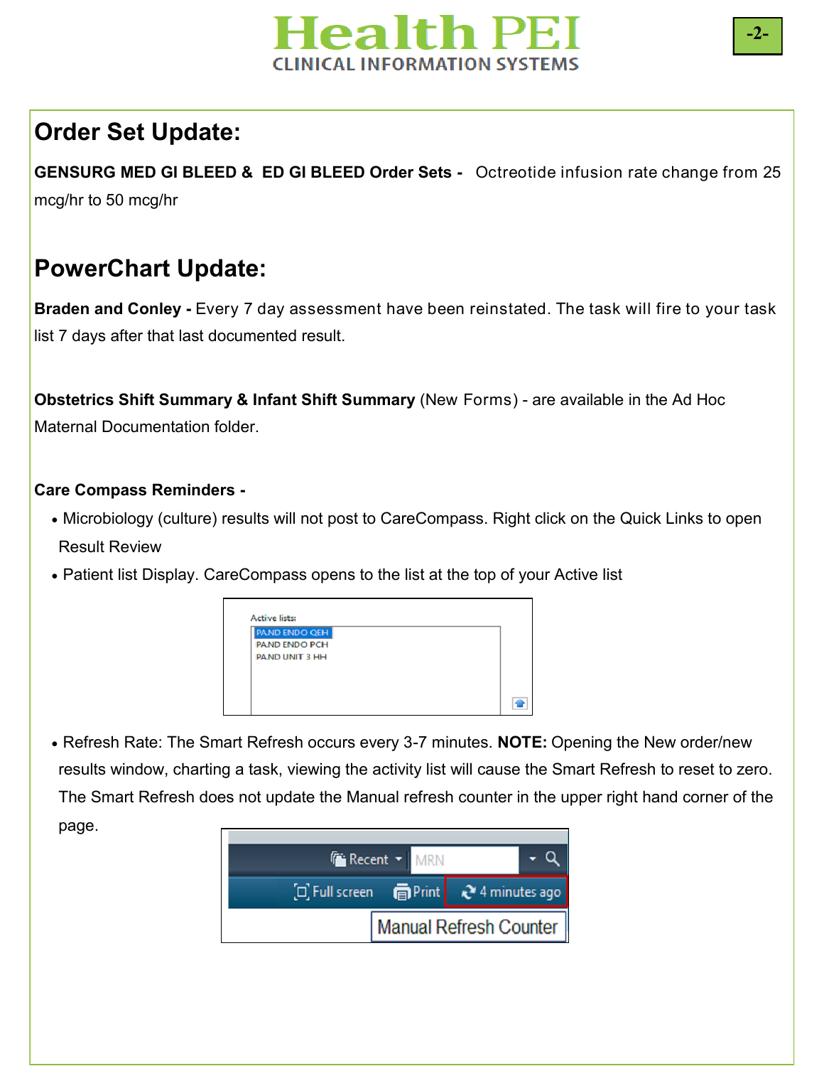## Order Set Update:

**GENSURG MED GI BLEED & ED GI BLEED Order Sets -** Octreotide infusion rate change from 25 mcg/hr to 50 mcg/hr

## PowerChart Update:

**Braden and Conley -** Every 7 day assessment have been reinstated. The task will fire to your task list 7 days after that last documented result.

**Obstetrics Shift Summary & Infant Shift Summary** (New Forms) - are available in the Ad Hoc Maternal Documentation folder.

**Care Compass Reminders -**

- Microbiology (culture) results will not post to CareCompass. Right click on the Quick Links to open Result Review
- Patient list Display. CareCompass opens to the list at the top of your Active list

Active lists:
PAND ENDO QEH
PAND ENDO PCH
PAND UNIT 3 HH

- Refresh Rate: The Smart Refresh occurs every 3-7 minutes. **NOTE:** Opening the New order/new results window, charting a task, viewing the activity list will cause the Smart Refresh to reset to zero. The Smart Refresh does not update the Manual refresh counter in the upper right hand corner of the page.

Recent MRN
Full screen Print 4 minutes ago
Manual Refresh Counter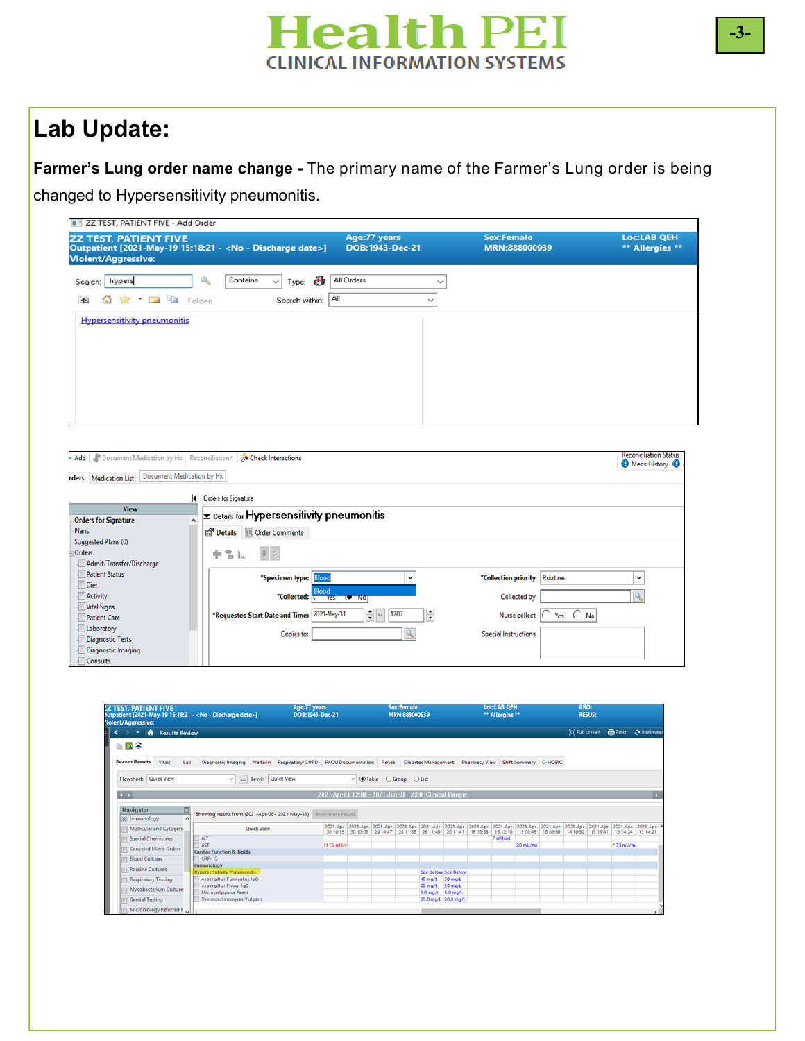## Lab Update:

**Farmer's Lung order name change -** The primary name of the Farmer's Lung order is being changed to Hypersensitivity pneumonitis.